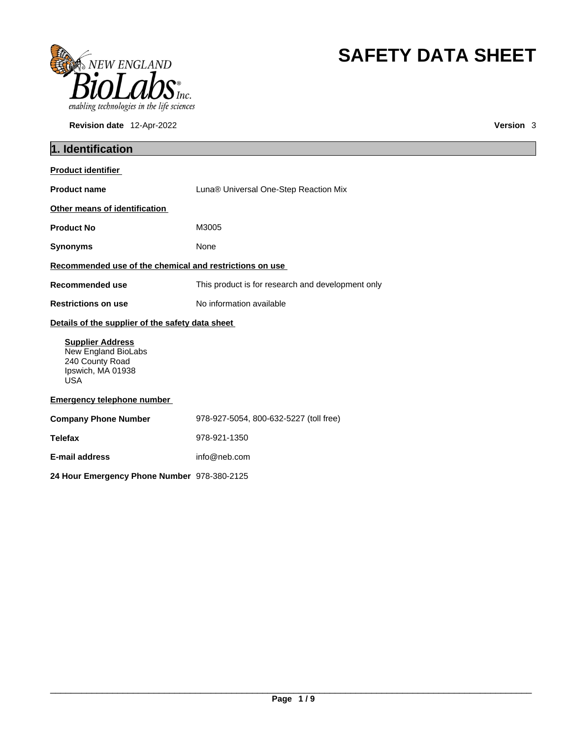# SAFETY DATA SHEET

**Revision date** 12-Apr-2022 **Version** 3

## 1. Identification

**Product identifier**

**Product name** Luna® Universal One-Step Reaction Mix

**Other means of identification**

**Product No** M3005

**Synonyms** None

**Recommended use of the chemical and restrictions on use**

**Recommended use** This product is for research and development only

**Restrictions on use** No information available

**Details of the supplier of the safety data sheet**

**Supplier Address**
New England BioLabs
240 County Road
Ipswich, MA 01938
USA

**Emergency telephone number**

**Company Phone Number** 978-927-5054, 800-632-5227 (toll free)

**Telefax** 978-921-1350

**E-mail address** info@neb.com

**24 Hour Emergency Phone Number** 978-380-2125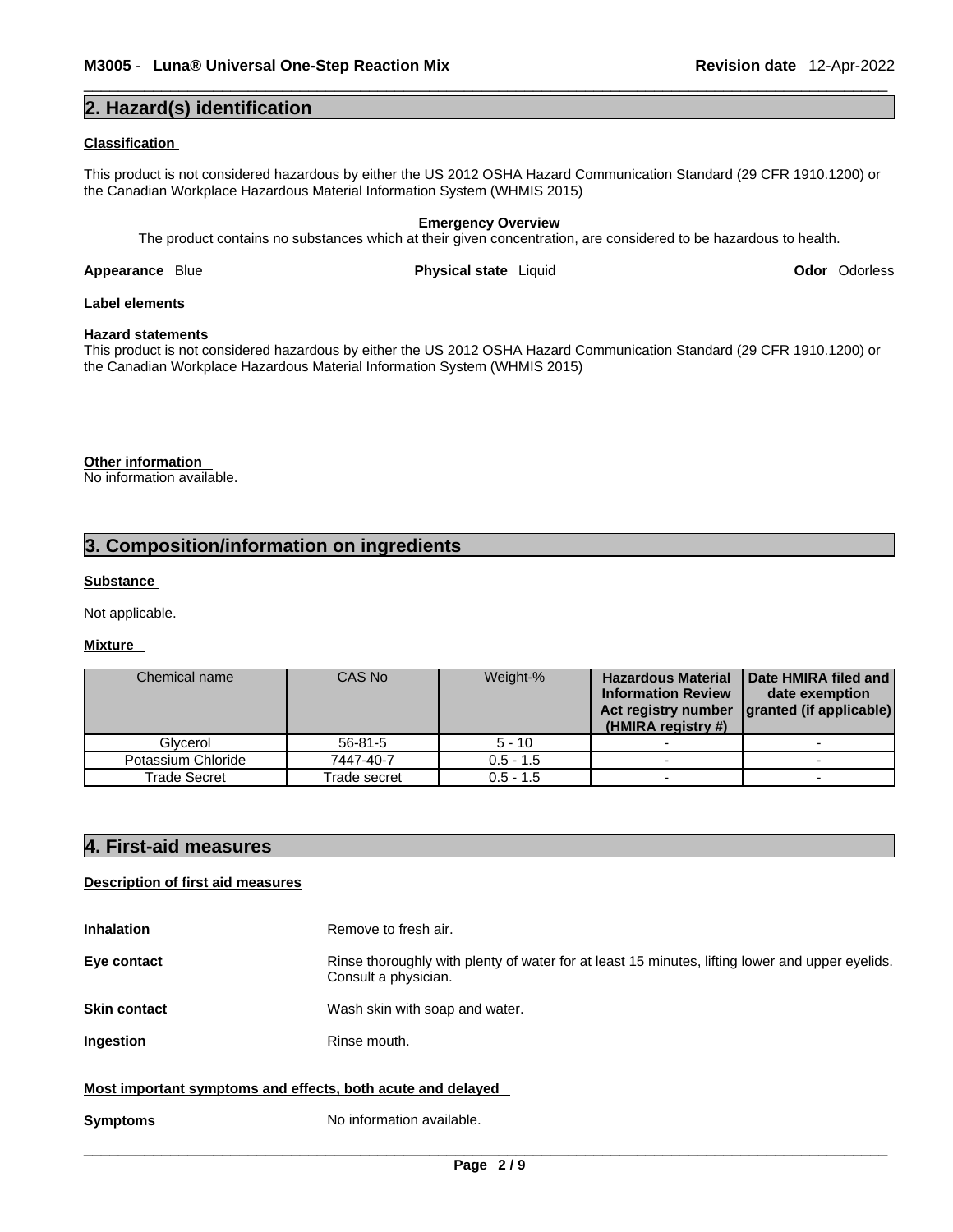## 2. Hazard(s) identification

**Classification**

This product is not considered hazardous by either the US 2012 OSHA Hazard Communication Standard (29 CFR 1910.1200) or the Canadian Workplace Hazardous Material Information System (WHMIS 2015)

**Emergency Overview**

The product contains no substances which at their given concentration, are considered to be hazardous to health.

**Appearance** Blue **Physical state** Liquid **Odor** Odorless

**Label elements**

**Hazard statements**

This product is not considered hazardous by either the US 2012 OSHA Hazard Communication Standard (29 CFR 1910.1200) or the Canadian Workplace Hazardous Material Information System (WHMIS 2015)

**Other information**

No information available.

## 3. Composition/information on ingredients

**Substance**

Not applicable.

**Mixture**

| Chemical name | CAS No | Weight-% | Hazardous Material Information Review Act registry number (HMIRA registry #) | Date HMIRA filed and date exemption granted (if applicable) |
|---|---|---|---|---|
| Glycerol | 56-81-5 | 5 - 10 | - | - |
| Potassium Chloride | 7447-40-7 | 0.5 - 1.5 | - | - |
| Trade Secret | Trade secret | 0.5 - 1.5 | - | - |

## 4. First-aid measures

**Description of first aid measures**

**Inhalation** Remove to fresh air.

**Eye contact** Rinse thoroughly with plenty of water for at least 15 minutes, lifting lower and upper eyelids. Consult a physician.

**Skin contact** Wash skin with soap and water.

**Ingestion** Rinse mouth.

**Most important symptoms and effects, both acute and delayed**

**Symptoms** No information available.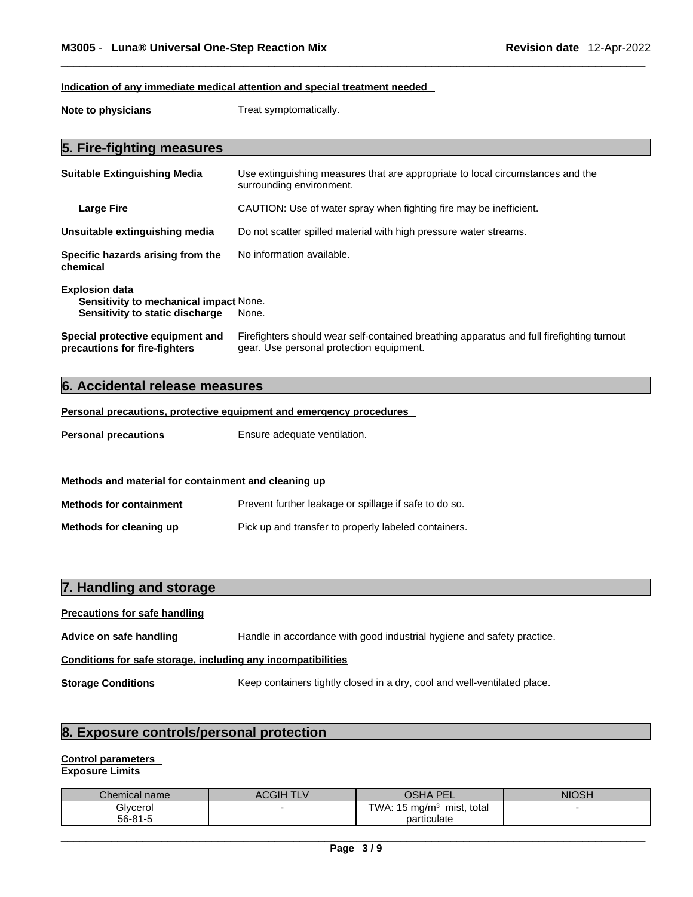**Indication of any immediate medical attention and special treatment needed**

**Note to physicians** Treat symptomatically.

## 5. Fire-fighting measures

**Suitable Extinguishing Media** Use extinguishing measures that are appropriate to local circumstances and the surrounding environment.

**Large Fire** CAUTION: Use of water spray when fighting fire may be inefficient.

**Unsuitable extinguishing media** Do not scatter spilled material with high pressure water streams.

**Specific hazards arising from the chemical** No information available.

**Explosion data**
**Sensitivity to mechanical impact** None.
**Sensitivity to static discharge** None.

**Special protective equipment and precautions for fire-fighters** Firefighters should wear self-contained breathing apparatus and full firefighting turnout gear. Use personal protection equipment.

## 6. Accidental release measures

**Personal precautions, protective equipment and emergency procedures**

**Personal precautions** Ensure adequate ventilation.

**Methods and material for containment and cleaning up**

**Methods for containment** Prevent further leakage or spillage if safe to do so.

**Methods for cleaning up** Pick up and transfer to properly labeled containers.

## 7. Handling and storage

**Precautions for safe handling**

**Advice on safe handling** Handle in accordance with good industrial hygiene and safety practice.

**Conditions for safe storage, including any incompatibilities**

**Storage Conditions** Keep containers tightly closed in a dry, cool and well-ventilated place.

## 8. Exposure controls/personal protection

**Control parameters**
**Exposure Limits**

| Chemical name | ACGIH TLV | OSHA PEL | NIOSH |
|---|---|---|---|
| Glycerol 56-81-5 | - | TWA: 15 mg/m³ mist, total particulate | - |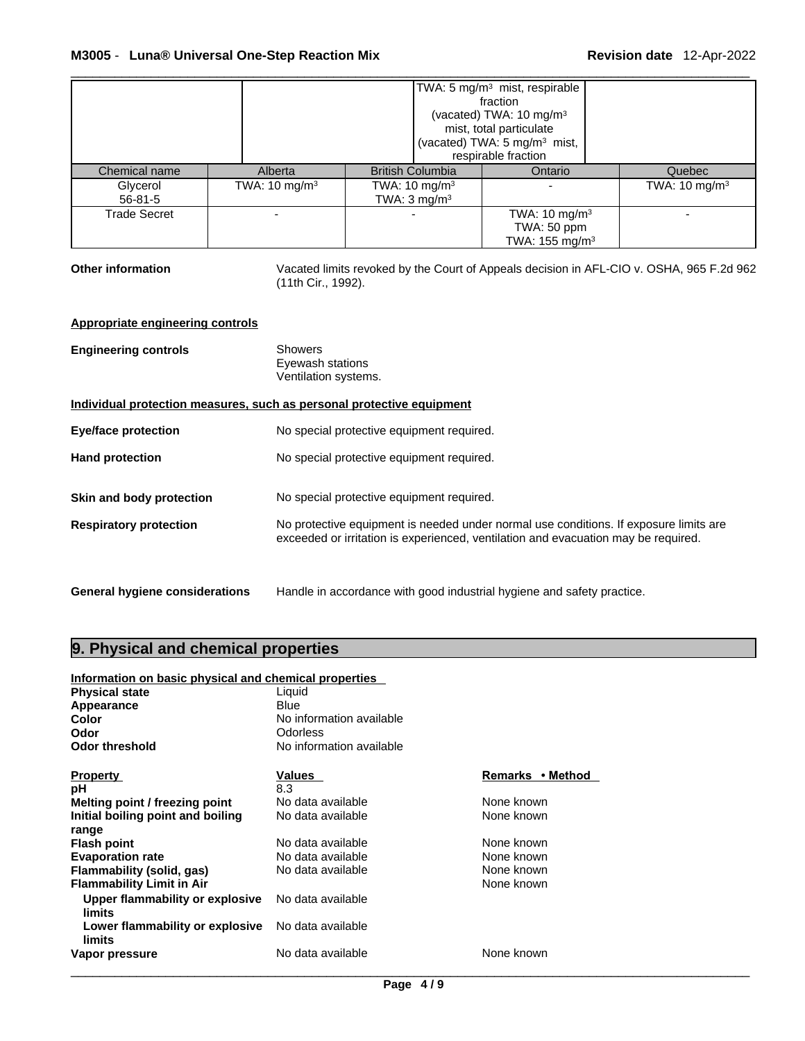| | | TWA: 5 mg/m³ mist, respirable fraction (vacated) TWA: 10 mg/m³ mist, total particulate (vacated) TWA: 5 mg/m³ mist, respirable fraction | |
|---|---|---|---|

| Chemical name | Alberta | British Columbia | Ontario | Quebec |
|---|---|---|---|---|
| Glycerol 56-81-5 | TWA: 10 mg/m³ | TWA: 10 mg/m³ TWA: 3 mg/m³ | - | TWA: 10 mg/m³ |
| Trade Secret | - | - | TWA: 10 mg/m³ TWA: 50 ppm TWA: 155 mg/m³ | - |

**Other information** Vacated limits revoked by the Court of Appeals decision in AFL-CIO v. OSHA, 965 F.2d 962 (11th Cir., 1992).

**Appropriate engineering controls**

**Engineering controls** Showers
Eyewash stations
Ventilation systems.

**Individual protection measures, such as personal protective equipment**

**Eye/face protection** No special protective equipment required.

**Hand protection** No special protective equipment required.

**Skin and body protection** No special protective equipment required.

**Respiratory protection** No protective equipment is needed under normal use conditions. If exposure limits are exceeded or irritation is experienced, ventilation and evacuation may be required.

**General hygiene considerations** Handle in accordance with good industrial hygiene and safety practice.

## 9. Physical and chemical properties

**Information on basic physical and chemical properties**

| | |
|---|---|
| **Physical state** | Liquid |
| **Appearance** | Blue |
| **Color** | No information available |
| **Odor** | Odorless |
| **Odor threshold** | No information available |

| **Property** | **Values** | **Remarks • Method** |
|---|---|---|
| **pH** | 8.3 | |
| **Melting point / freezing point** | No data available | None known |
| **Initial boiling point and boiling range** | No data available | None known |
| **Flash point** | No data available | None known |
| **Evaporation rate** | No data available | None known |
| **Flammability (solid, gas)** | No data available | None known |
| **Flammability Limit in Air** | | None known |
| **Upper flammability or explosive limits** | No data available | |
| **Lower flammability or explosive limits** | No data available | |
| **Vapor pressure** | No data available | None known |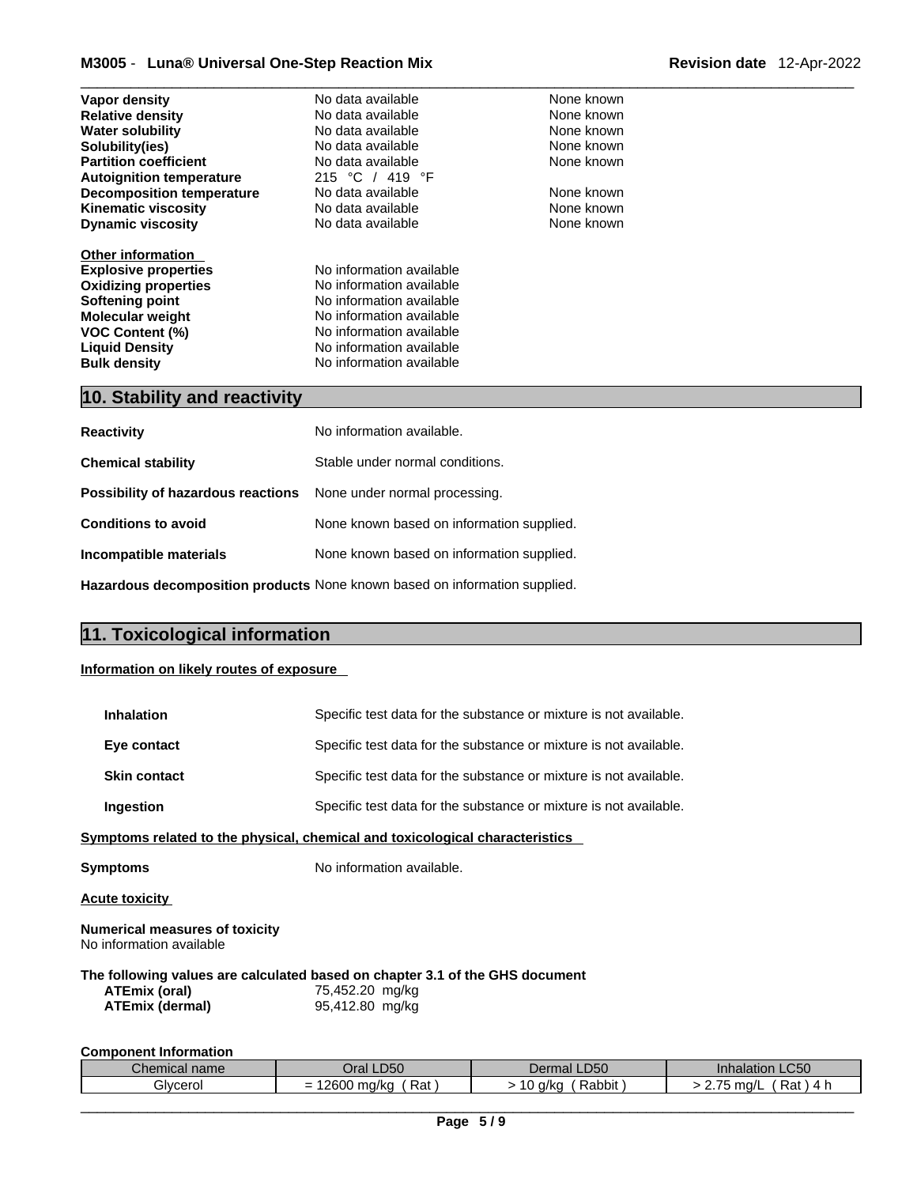| | | |
|---|---|---|
| **Vapor density** | No data available | None known |
| **Relative density** | No data available | None known |
| **Water solubility** | No data available | None known |
| **Solubility(ies)** | No data available | None known |
| **Partition coefficient** | No data available | None known |
| **Autoignition temperature** | 215 °C / 419 °F | |
| **Decomposition temperature** | No data available | None known |
| **Kinematic viscosity** | No data available | None known |
| **Dynamic viscosity** | No data available | None known |

**Other information**

| | |
|---|---|
| **Explosive properties** | No information available |
| **Oxidizing properties** | No information available |
| **Softening point** | No information available |
| **Molecular weight** | No information available |
| **VOC Content (%)** | No information available |
| **Liquid Density** | No information available |
| **Bulk density** | No information available |

## 10. Stability and reactivity

**Reactivity** No information available.

**Chemical stability** Stable under normal conditions.

**Possibility of hazardous reactions** None under normal processing.

**Conditions to avoid** None known based on information supplied.

**Incompatible materials** None known based on information supplied.

**Hazardous decomposition products** None known based on information supplied.

## 11. Toxicological information

**Information on likely routes of exposure**

**Inhalation** Specific test data for the substance or mixture is not available.

**Eye contact** Specific test data for the substance or mixture is not available.

**Skin contact** Specific test data for the substance or mixture is not available.

**Ingestion** Specific test data for the substance or mixture is not available.

**Symptoms related to the physical, chemical and toxicological characteristics**

**Symptoms** No information available.

**Acute toxicity**

**Numerical measures of toxicity**
No information available

**The following values are calculated based on chapter 3.1 of the GHS document**

| | |
|---|---|
| **ATEmix (oral)** | 75,452.20 mg/kg |
| **ATEmix (dermal)** | 95,412.80 mg/kg |

**Component Information**

| Chemical name | Oral LD50 | Dermal LD50 | Inhalation LC50 |
|---|---|---|---|
| Glycerol | = 12600 mg/kg ( Rat ) | > 10 g/kg ( Rabbit ) | > 2.75 mg/L ( Rat ) 4 h |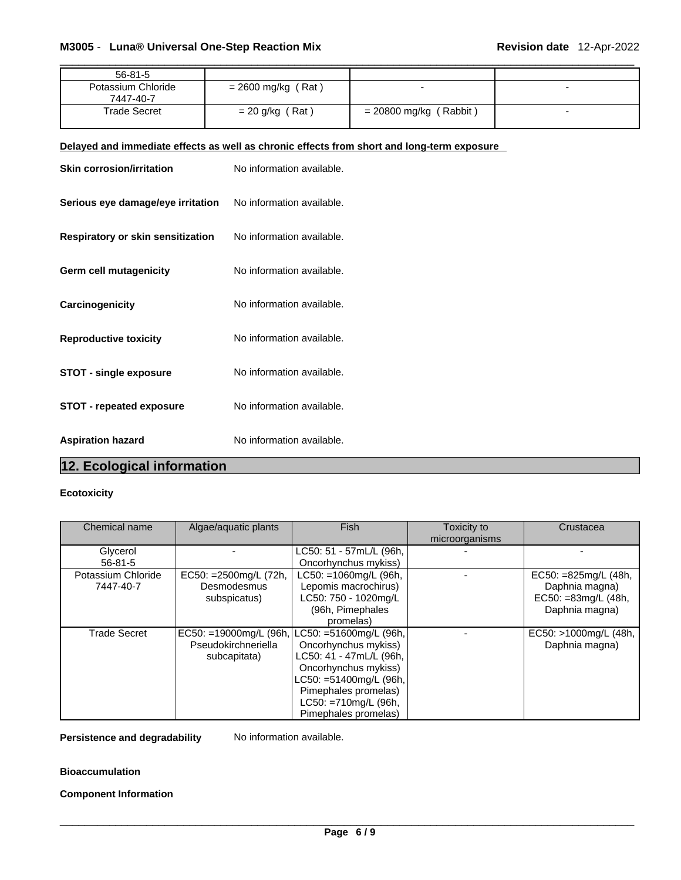| | | | |
|---|---|---|---|
| 56-81-5 | | | |
| Potassium Chloride 7447-40-7 | = 2600 mg/kg ( Rat ) | - | - |
| Trade Secret | = 20 g/kg ( Rat ) | = 20800 mg/kg ( Rabbit ) | - |

**Delayed and immediate effects as well as chronic effects from short and long-term exposure**

**Skin corrosion/irritation** No information available.

**Serious eye damage/eye irritation** No information available.

**Respiratory or skin sensitization** No information available.

**Germ cell mutagenicity** No information available.

**Carcinogenicity** No information available.

**Reproductive toxicity** No information available.

**STOT - single exposure** No information available.

**STOT - repeated exposure** No information available.

**Aspiration hazard** No information available.

## 12. Ecological information

**Ecotoxicity**

| Chemical name | Algae/aquatic plants | Fish | Toxicity to microorganisms | Crustacea |
|---|---|---|---|---|
| Glycerol 56-81-5 | - | LC50: 51 - 57mL/L (96h, Oncorhynchus mykiss) | - | - |
| Potassium Chloride 7447-40-7 | EC50: =2500mg/L (72h, Desmodesmus subspicatus) | LC50: =1060mg/L (96h, Lepomis macrochirus) LC50: 750 - 1020mg/L (96h, Pimephales promelas) | - | EC50: =825mg/L (48h, Daphnia magna) EC50: =83mg/L (48h, Daphnia magna) |
| Trade Secret | EC50: =19000mg/L (96h, Pseudokirchneriella subcapitata) | LC50: =51600mg/L (96h, Oncorhynchus mykiss) LC50: 41 - 47mL/L (96h, Oncorhynchus mykiss) LC50: =51400mg/L (96h, Pimephales promelas) LC50: =710mg/L (96h, Pimephales promelas) | - | EC50: >1000mg/L (48h, Daphnia magna) |

**Persistence and degradability** No information available.

**Bioaccumulation**

**Component Information**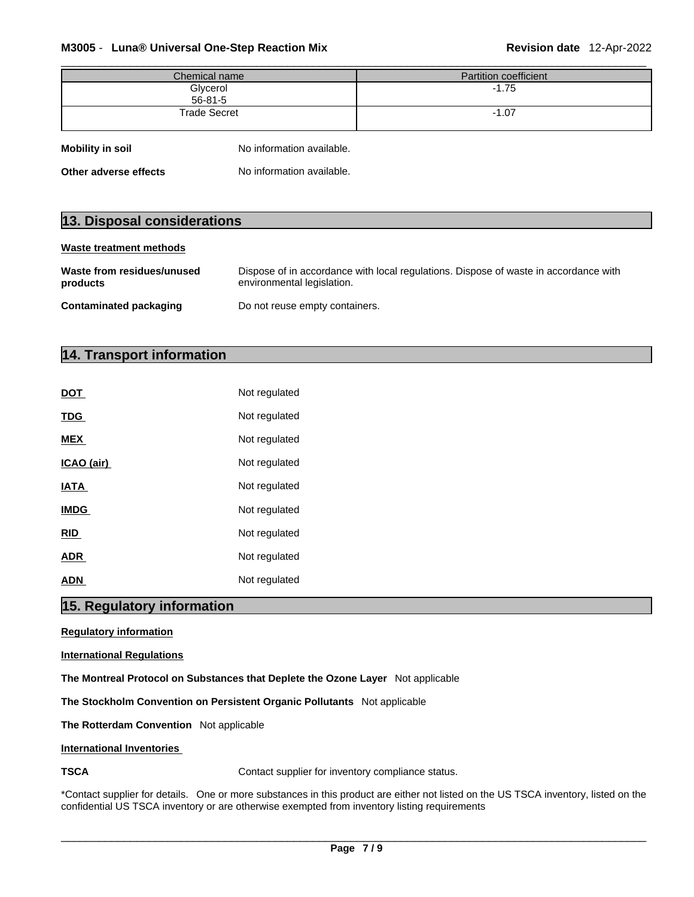| Chemical name | Partition coefficient |
| --- | --- |
| Glycerol<br>56-81-5 | -1.75 |
| Trade Secret | -1.07 |

**Mobility in soil** No information available.

**Other adverse effects** No information available.

## 13. Disposal considerations

**Waste treatment methods**

**Waste from residues/unused products** Dispose of in accordance with local regulations. Dispose of waste in accordance with environmental legislation.

**Contaminated packaging** Do not reuse empty containers.

## 14. Transport information

**DOT** Not regulated

**TDG** Not regulated

**MEX** Not regulated

**ICAO (air)** Not regulated

**IATA** Not regulated

**IMDG** Not regulated

**RID** Not regulated

**ADR** Not regulated

**ADN** Not regulated

## 15. Regulatory information

**Regulatory information**

**International Regulations**

**The Montreal Protocol on Substances that Deplete the Ozone Layer** Not applicable

**The Stockholm Convention on Persistent Organic Pollutants** Not applicable

**The Rotterdam Convention** Not applicable

**International Inventories**

**TSCA** Contact supplier for inventory compliance status.

*Contact supplier for details. One or more substances in this product are either not listed on the US TSCA inventory, listed on the confidential US TSCA inventory or are otherwise exempted from inventory listing requirements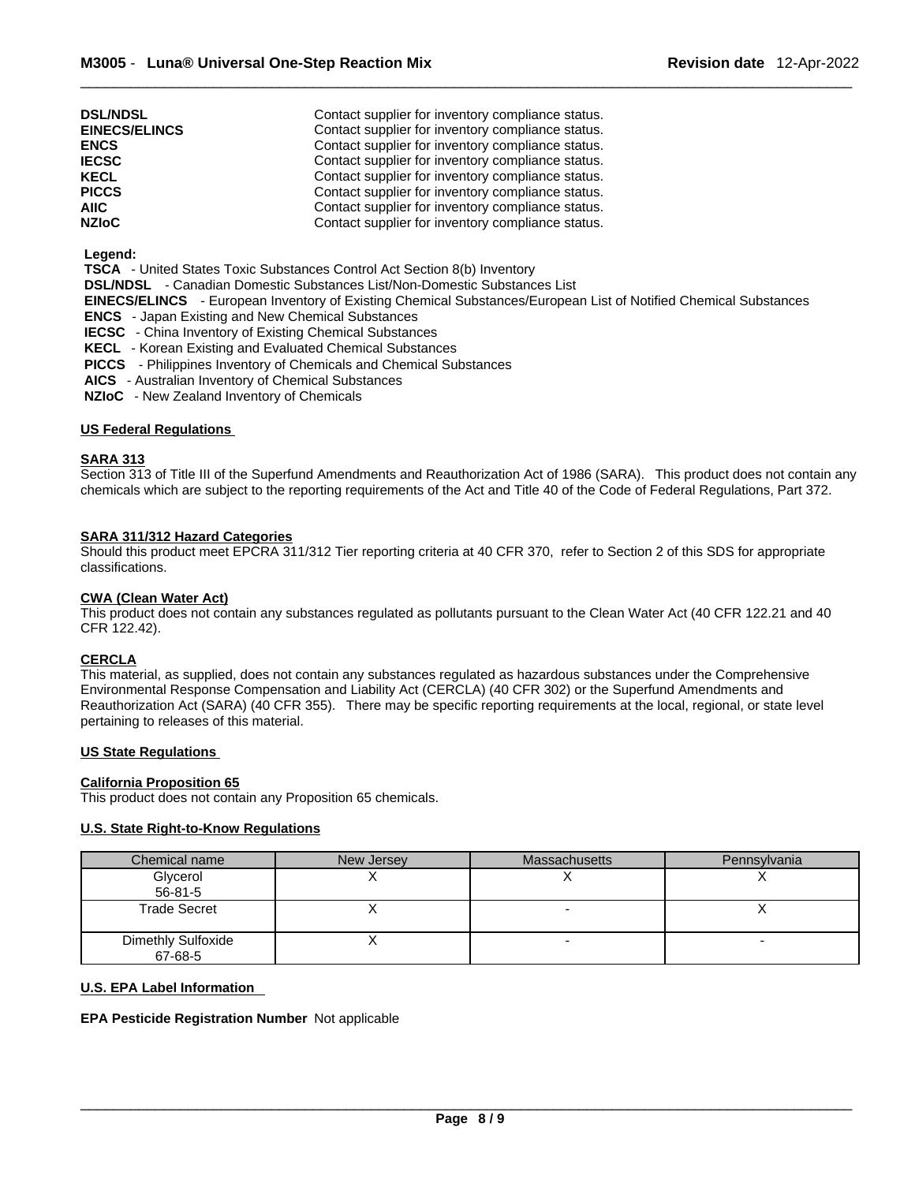| | |
|---|---|
| **DSL/NDSL** | Contact supplier for inventory compliance status. |
| **EINECS/ELINCS** | Contact supplier for inventory compliance status. |
| **ENCS** | Contact supplier for inventory compliance status. |
| **IECSC** | Contact supplier for inventory compliance status. |
| **KECL** | Contact supplier for inventory compliance status. |
| **PICCS** | Contact supplier for inventory compliance status. |
| **AIIC** | Contact supplier for inventory compliance status. |
| **NZIoC** | Contact supplier for inventory compliance status. |

**Legend:**

**TSCA** - United States Toxic Substances Control Act Section 8(b) Inventory
**DSL/NDSL** - Canadian Domestic Substances List/Non-Domestic Substances List
**EINECS/ELINCS** - European Inventory of Existing Chemical Substances/European List of Notified Chemical Substances
**ENCS** - Japan Existing and New Chemical Substances
**IECSC** - China Inventory of Existing Chemical Substances
**KECL** - Korean Existing and Evaluated Chemical Substances
**PICCS** - Philippines Inventory of Chemicals and Chemical Substances
**AICS** - Australian Inventory of Chemical Substances
**NZIoC** - New Zealand Inventory of Chemicals

## US Federal Regulations

### SARA 313

Section 313 of Title III of the Superfund Amendments and Reauthorization Act of 1986 (SARA). This product does not contain any chemicals which are subject to the reporting requirements of the Act and Title 40 of the Code of Federal Regulations, Part 372.

### SARA 311/312 Hazard Categories

Should this product meet EPCRA 311/312 Tier reporting criteria at 40 CFR 370, refer to Section 2 of this SDS for appropriate classifications.

### CWA (Clean Water Act)

This product does not contain any substances regulated as pollutants pursuant to the Clean Water Act (40 CFR 122.21 and 40 CFR 122.42).

### CERCLA

This material, as supplied, does not contain any substances regulated as hazardous substances under the Comprehensive Environmental Response Compensation and Liability Act (CERCLA) (40 CFR 302) or the Superfund Amendments and Reauthorization Act (SARA) (40 CFR 355). There may be specific reporting requirements at the local, regional, or state level pertaining to releases of this material.

## US State Regulations

### California Proposition 65

This product does not contain any Proposition 65 chemicals.

### U.S. State Right-to-Know Regulations

| Chemical name | New Jersey | Massachusetts | Pennsylvania |
|---|---|---|---|
| Glycerol 56-81-5 | X | X | X |
| Trade Secret | X | - | X |
| Dimethly Sulfoxide 67-68-5 | X | - | - |

### U.S. EPA Label Information

**EPA Pesticide Registration Number** Not applicable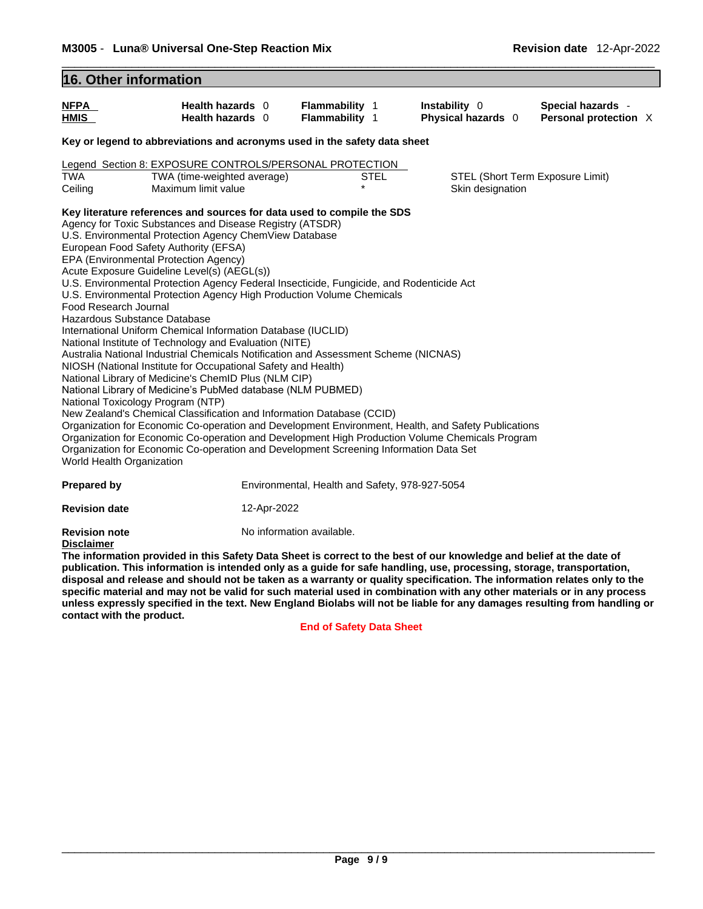## 16. Other information

| | | | | |
|---|---|---|---|---|
| **NFPA** | **Health hazards** 0 | **Flammability** 1 | **Instability** 0 | **Special hazards** - |
| **HMIS** | **Health hazards** 0 | **Flammability** 1 | **Physical hazards** 0 | **Personal protection** X |

**Key or legend to abbreviations and acronyms used in the safety data sheet**

| Legend | Section 8: EXPOSURE CONTROLS/PERSONAL PROTECTION | | |
|---|---|---|---|
| TWA | TWA (time-weighted average) | STEL | STEL (Short Term Exposure Limit) |
| Ceiling | Maximum limit value | * | Skin designation |

**Key literature references and sources for data used to compile the SDS**

Agency for Toxic Substances and Disease Registry (ATSDR)
U.S. Environmental Protection Agency ChemView Database
European Food Safety Authority (EFSA)
EPA (Environmental Protection Agency)
Acute Exposure Guideline Level(s) (AEGL(s))
U.S. Environmental Protection Agency Federal Insecticide, Fungicide, and Rodenticide Act
U.S. Environmental Protection Agency High Production Volume Chemicals
Food Research Journal
Hazardous Substance Database
International Uniform Chemical Information Database (IUCLID)
National Institute of Technology and Evaluation (NITE)
Australia National Industrial Chemicals Notification and Assessment Scheme (NICNAS)
NIOSH (National Institute for Occupational Safety and Health)
National Library of Medicine's ChemID Plus (NLM CIP)
National Library of Medicine's PubMed database (NLM PUBMED)
National Toxicology Program (NTP)
New Zealand's Chemical Classification and Information Database (CCID)
Organization for Economic Co-operation and Development Environment, Health, and Safety Publications
Organization for Economic Co-operation and Development High Production Volume Chemicals Program
Organization for Economic Co-operation and Development Screening Information Data Set
World Health Organization

**Prepared by** Environmental, Health and Safety, 978-927-5054

**Revision date** 12-Apr-2022

**Revision note** No information available.

**Disclaimer**

**The information provided in this Safety Data Sheet is correct to the best of our knowledge and belief at the date of publication. This information is intended only as a guide for safe handling, use, processing, storage, transportation, disposal and release and should not be taken as a warranty or quality specification. The information relates only to the specific material and may not be valid for such material used in combination with any other materials or in any process unless expressly specified in the text. New England Biolabs will not be liable for any damages resulting from handling or contact with the product.**

**End of Safety Data Sheet**